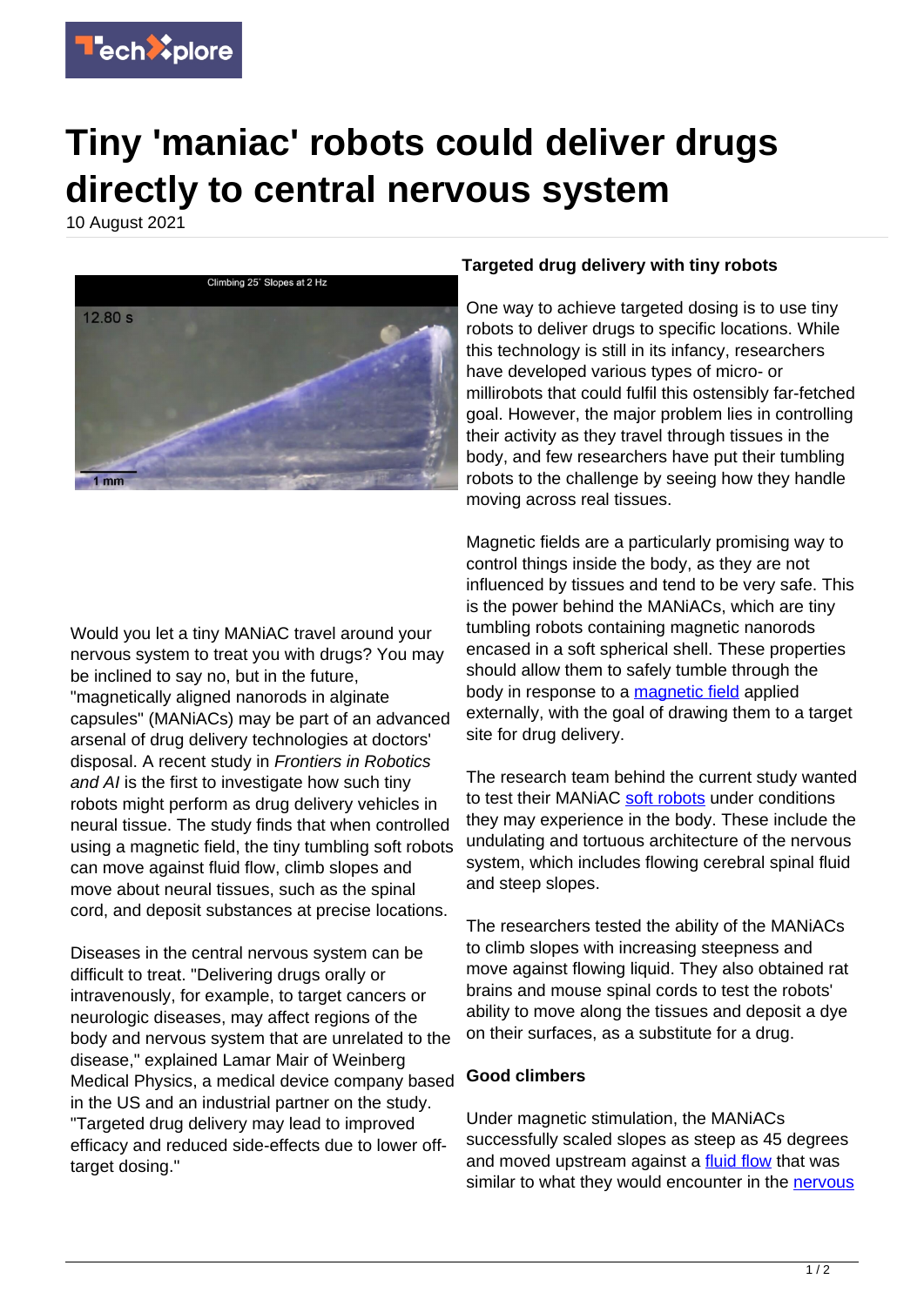# Tiny 'maniac' robots could deliver drugs directly to central nervous system

10 August 2021

Would you let a tiny MANiAC travel around your nervous system to treat you with drugs? You may be inclined to say no, but in the future, "magnetically aligned nanorods in alginate capsules" (MANiACs) may be part of an advanced arsenal of drug delivery technologies at doctors' disposal. A recent study in *Frontiers in Robotics and AI* is the first to investigate how such tiny robots might perform as drug delivery vehicles in neural tissue. The study finds that when controlled using a magnetic field, the tiny tumbling soft robots can move against fluid flow, climb slopes and move about neural tissues, such as the spinal cord, and deposit substances at precise locations.

Diseases in the central nervous system can be difficult to treat. "Delivering drugs orally or intravenously, for example, to target cancers or neurologic diseases, may affect regions of the body and nervous system that are unrelated to the disease," explained Lamar Mair of Weinberg Medical Physics, a medical device company based in the US and an industrial partner on the study. "Targeted drug delivery may lead to improved efficacy and reduced side-effects due to lower off-target dosing."

## Targeted drug delivery with tiny robots

One way to achieve targeted dosing is to use tiny robots to deliver drugs to specific locations. While this technology is still in its infancy, researchers have developed various types of micro- or millirobots that could fulfil this ostensibly far-fetched goal. However, the major problem lies in controlling their activity as they travel through tissues in the body, and few researchers have put their tumbling robots to the challenge by seeing how they handle moving across real tissues.

Magnetic fields are a particularly promising way to control things inside the body, as they are not influenced by tissues and tend to be very safe. This is the power behind the MANiACs, which are tiny tumbling robots containing magnetic nanorods encased in a soft spherical shell. These properties should allow them to safely tumble through the body in response to a magnetic field applied externally, with the goal of drawing them to a target site for drug delivery.

The research team behind the current study wanted to test their MANiAC soft robots under conditions they may experience in the body. These include the undulating and tortuous architecture of the nervous system, which includes flowing cerebral spinal fluid and steep slopes.

The researchers tested the ability of the MANiACs to climb slopes with increasing steepness and move against flowing liquid. They also obtained rat brains and mouse spinal cords to test the robots' ability to move along the tissues and deposit a dye on their surfaces, as a substitute for a drug.

## Good climbers

Under magnetic stimulation, the MANiACs successfully scaled slopes as steep as 45 degrees and moved upstream against a fluid flow that was similar to what they would encounter in the nervous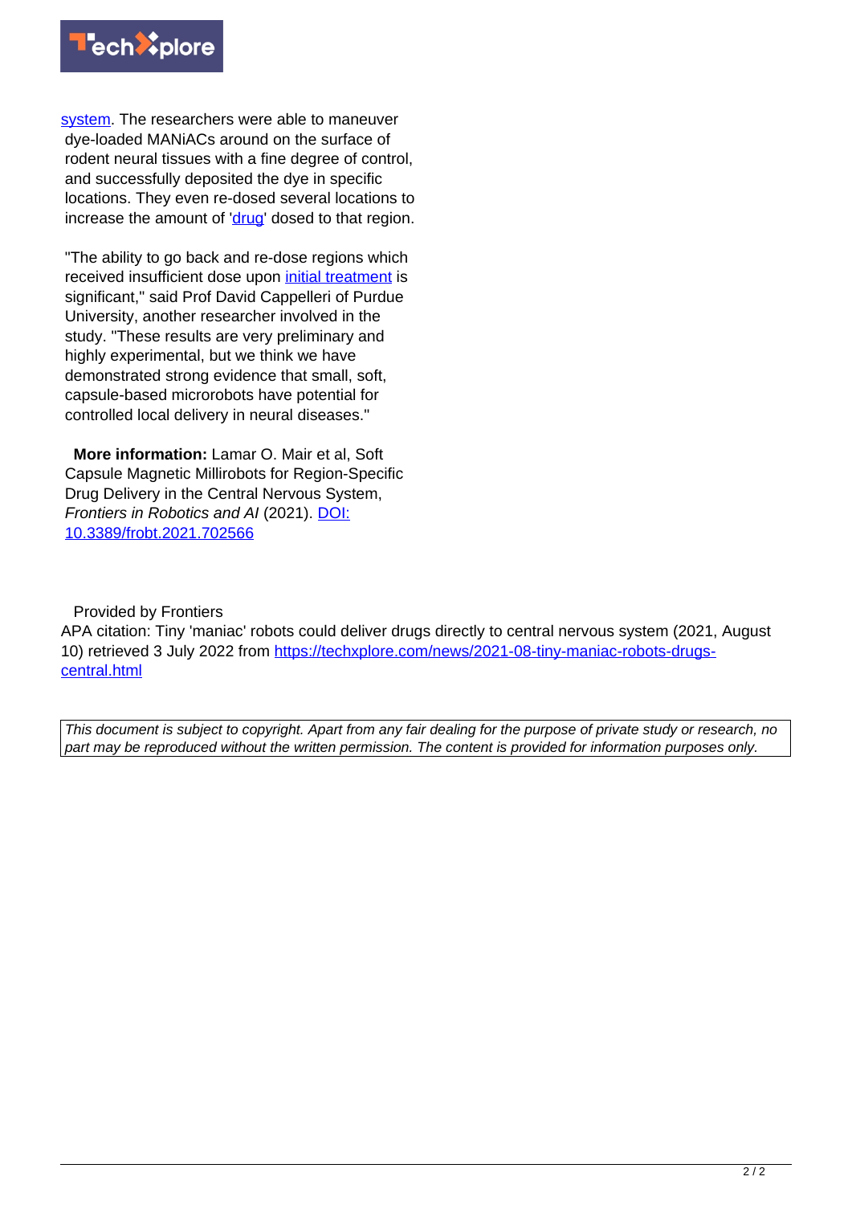system. The researchers were able to maneuver dye-loaded MANiACs around on the surface of rodent neural tissues with a fine degree of control, and successfully deposited the dye in specific locations. They even re-dosed several locations to increase the amount of 'drug' dosed to that region.

"The ability to go back and re-dose regions which received insufficient dose upon initial treatment is significant," said Prof David Cappelleri of Purdue University, another researcher involved in the study. "These results are very preliminary and highly experimental, but we think we have demonstrated strong evidence that small, soft, capsule-based microrobots have potential for controlled local delivery in neural diseases."

**More information:** Lamar O. Mair et al, Soft Capsule Magnetic Millirobots for Region-Specific Drug Delivery in the Central Nervous System, *Frontiers in Robotics and AI* (2021). DOI: 10.3389/frobt.2021.702566

Provided by Frontiers

APA citation: Tiny 'maniac' robots could deliver drugs directly to central nervous system (2021, August 10) retrieved 3 July 2022 from https://techxplore.com/news/2021-08-tiny-maniac-robots-drugs-central.html

*This document is subject to copyright. Apart from any fair dealing for the purpose of private study or research, no part may be reproduced without the written permission. The content is provided for information purposes only.*